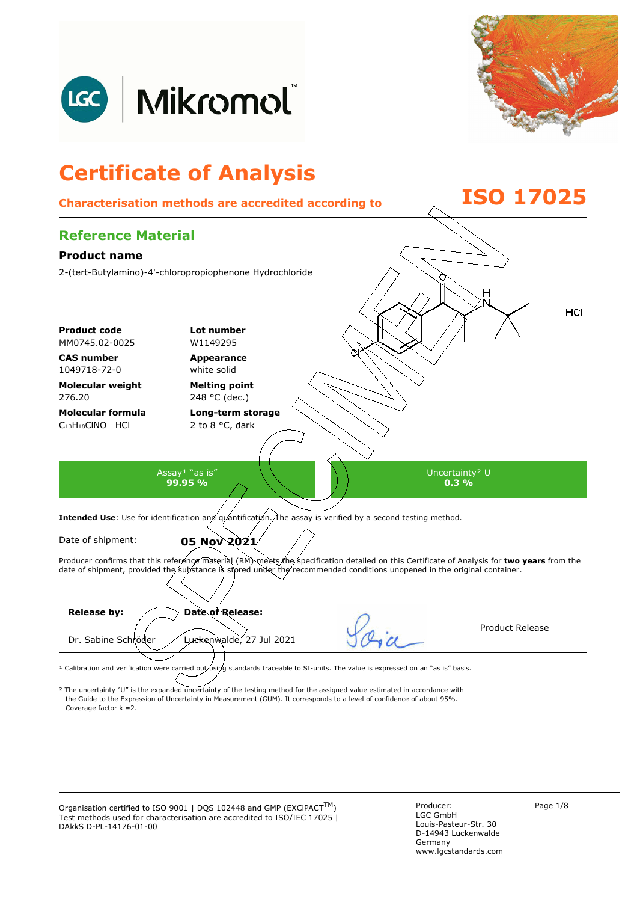# Certificate of Analysis

**Characterisation methods are accredited according to ISO 17025**

## Reference Material

### Product name

2-(tert-Butylamino)-4'-chloropropiophenone Hydrochloride

HCl

| | |
|---|---|
| **Product code**<br>MM0745.02-0025 | **Lot number**<br>W1149295 |
| **CAS number**<br>1049718-72-0 | **Appearance**<br>white solid |
| **Molecular weight**<br>276.20 | **Melting point**<br>248 °C (dec.) |
| **Molecular formula**<br>$C_{13}H_{18}ClNO \quad HCl$ | **Long-term storage**<br>2 to 8 °C, dark |

| Assay[1] "as is" | Uncertainty[2] U |
|---|---|
| **99.95 %** | **0.3 %** |

**Intended Use**: Use for identification and quantification. The assay is verified by a second testing method.

Date of shipment: **05 Nov 2021**

Producer confirms that this reference material (RM) meets the specification detailed on this Certificate of Analysis for **two years** from the date of shipment, provided the substance is stored under the recommended conditions unopened in the original container.

| **Release by:** | **Date of Release:** | | |
|---|---|---|---|
| Dr. Sabine Schröder | Luckenwalde, 27 Jul 2021 | | Product Release |

[1] Calibration and verification were carried out using standards traceable to SI-units. The value is expressed on an "as is" basis.

[2] The uncertainty "U" is the expanded uncertainty of the testing method for the assigned value estimated in accordance with the Guide to the Expression of Uncertainty in Measurement (GUM). It corresponds to a level of confidence of about 95%. Coverage factor k =2.

Organisation certified to ISO 9001 | DQS 102448 and GMP (EXCiPACT™)
Test methods used for characterisation are accredited to ISO/IEC 17025 | DAkkS D-PL-14176-01-00

Producer:
LGC GmbH
Louis-Pasteur-Str. 30
D-14943 Luckenwalde
Germany
www.lgcstandards.com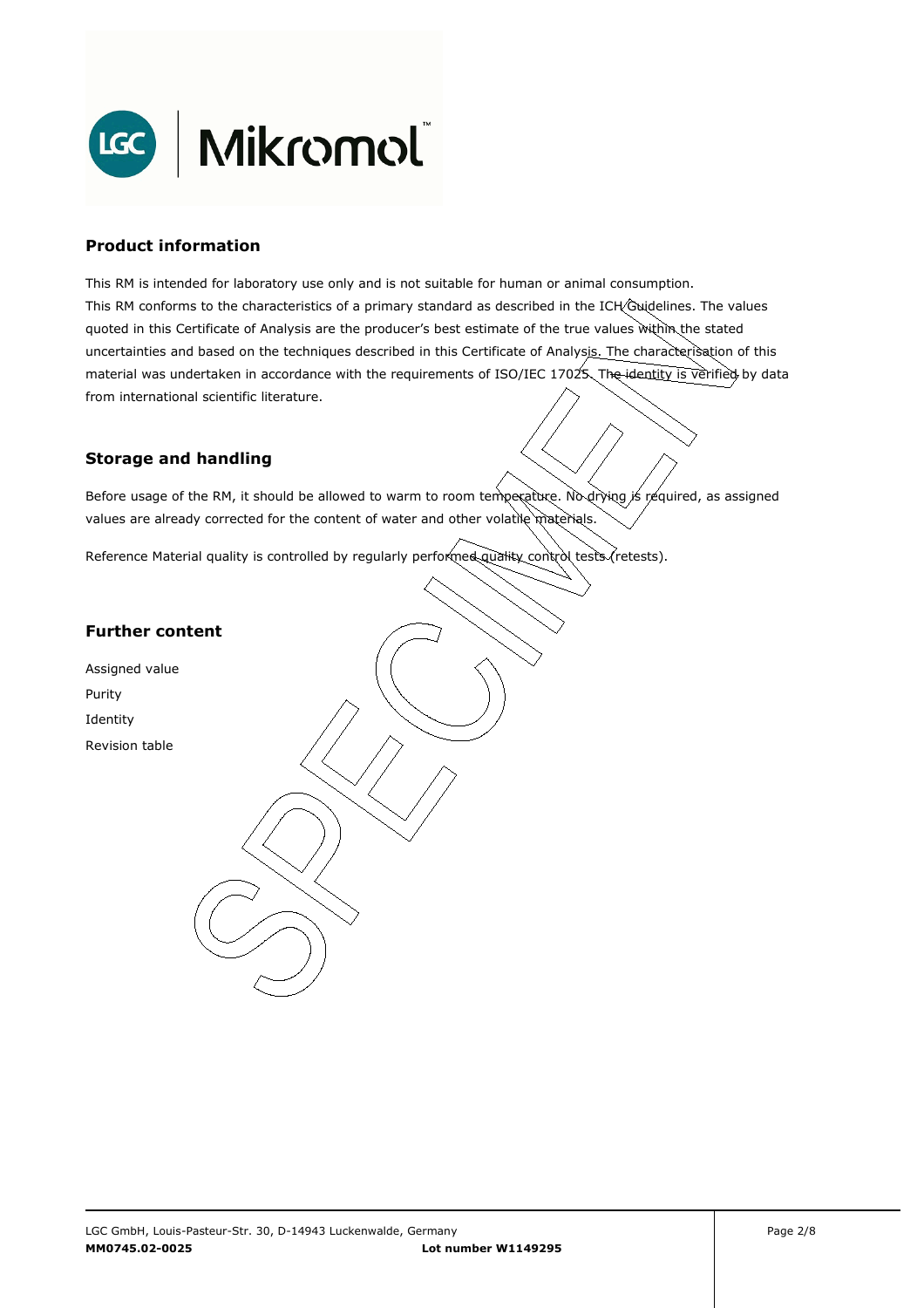## Product information

This RM is intended for laboratory use only and is not suitable for human or animal consumption.
This RM conforms to the characteristics of a primary standard as described in the ICH Guidelines. The values quoted in this Certificate of Analysis are the producer's best estimate of the true values within the stated uncertainties and based on the techniques described in this Certificate of Analysis. The characterisation of this material was undertaken in accordance with the requirements of ISO/IEC 17025. The identity is verified by data from international scientific literature.

## Storage and handling

Before usage of the RM, it should be allowed to warm to room temperature. No drying is required, as assigned values are already corrected for the content of water and other volatile materials.

Reference Material quality is controlled by regularly performed quality control tests (retests).

## Further content

Assigned value
Purity
Identity
Revision table

LGC GmbH, Louis-Pasteur-Str. 30, D-14943 Luckenwalde, Germany
**MM0745.02-0025** **Lot number W1149295**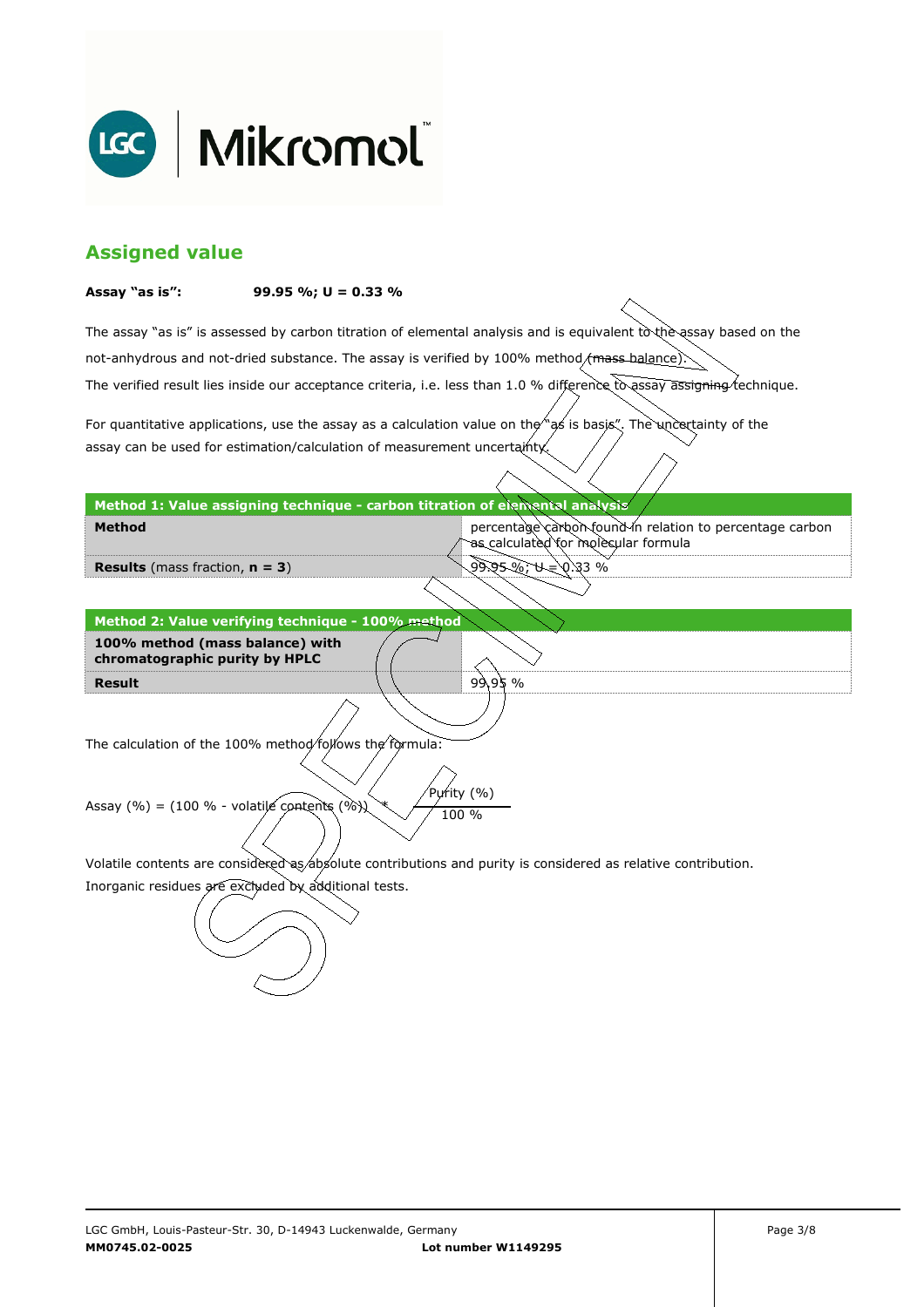## Assigned value

**Assay "as is": 99.95 %; U = 0.33 %**

The assay "as is" is assessed by carbon titration of elemental analysis and is equivalent to the assay based on the not-anhydrous and not-dried substance. The assay is verified by 100% method (mass balance).
The verified result lies inside our acceptance criteria, i.e. less than 1.0 % difference to assay assigning technique.

For quantitative applications, use the assay as a calculation value on the "as is basis". The uncertainty of the assay can be used for estimation/calculation of measurement uncertainty.

| Method 1: Value assigning technique - carbon titration of elemental analysis | |
|---|---|
| **Method** | percentage carbon found in relation to percentage carbon as calculated for molecular formula |
| **Results** (mass fraction, **n = 3**) | 99.95 %; U = 0.33 % |

| Method 2: Value verifying technique - 100% method | |
|---|---|
| **100% method (mass balance) with chromatographic purity by HPLC** | |
| **Result** | 99.95 % |

The calculation of the 100% method follows the formula:

$$\text{Assay (\%)} = (100\ \% - \text{volatile contents (\%)}) * \frac{\text{Purity (\%)}}{100\ \%}$$

Volatile contents are considered as absolute contributions and purity is considered as relative contribution.
Inorganic residues are excluded by additional tests.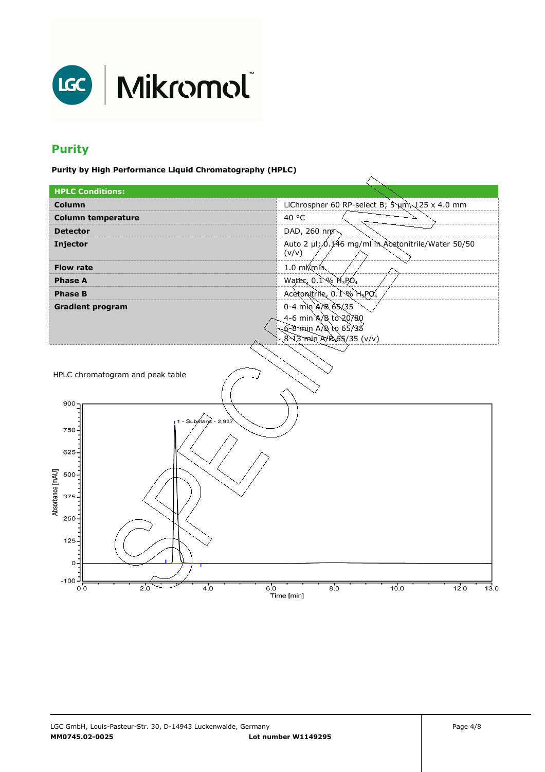## Purity

**Purity by High Performance Liquid Chromatography (HPLC)**

| **HPLC Conditions:** | |
|---|---|
| **Column** | LiChrospher 60 RP-select B; 5 µm, 125 x 4.0 mm |
| **Column temperature** | 40 °C |
| **Detector** | DAD, 260 nm |
| **Injector** | Auto 2 µl; 0.146 mg/ml in Acetonitrile/Water 50/50 (v/v) |
| **Flow rate** | 1.0 ml/min |
| **Phase A** | Water, 0.1 % $H_3PO_4$ |
| **Phase B** | Acetonitrile, 0.1 % $H_3PO_4$ |
| **Gradient program** | 0-4 min A/B 65/35<br>4-6 min A/B to 20/80<br>6-8 min A/B to 65/35<br>8-13 min A/B 65/35 (v/v) |

HPLC chromatogram and peak table

1 - Substanz - 2,937

Absorbance [mAU]

Time [min]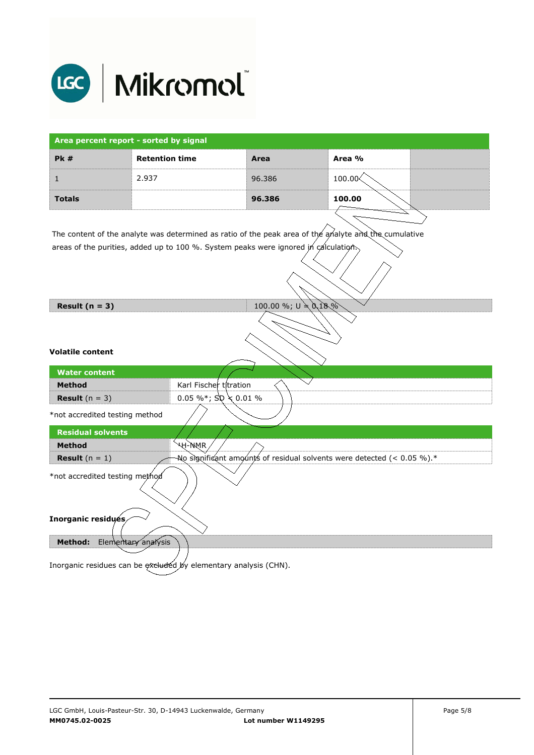**Area percent report - sorted by signal**

| Pk # | Retention time | Area | Area % | |
|---|---|---|---|---|
| 1 | 2.937 | 96.386 | 100.00 | |
| **Totals** | | **96.386** | **100.00** | |

The content of the analyte was determined as ratio of the peak area of the analyte and the cumulative areas of the purities, added up to 100 %. System peaks were ignored in calculation.

| **Result (n = 3)** | 100.00 %; U = 0.18 % |
|---|---|

**Volatile content**

| **Water content** | |
|---|---|
| **Method** | Karl Fischer titration |
| **Result** (n = 3) | 0.05 %*; SD < 0.01 % |

*not accredited testing method

| **Residual solvents** | |
|---|---|
| **Method** | $^{1}$H-NMR |
| **Result** (n = 1) | No significant amounts of residual solvents were detected (< 0.05 %).* |

*not accredited testing method

**Inorganic residues**

| **Method:** Elementary analysis |
|---|

Inorganic residues can be excluded by elementary analysis (CHN).

LGC GmbH, Louis-Pasteur-Str. 30, D-14943 Luckenwalde, Germany

**MM0745.02-0025** **Lot number W1149295**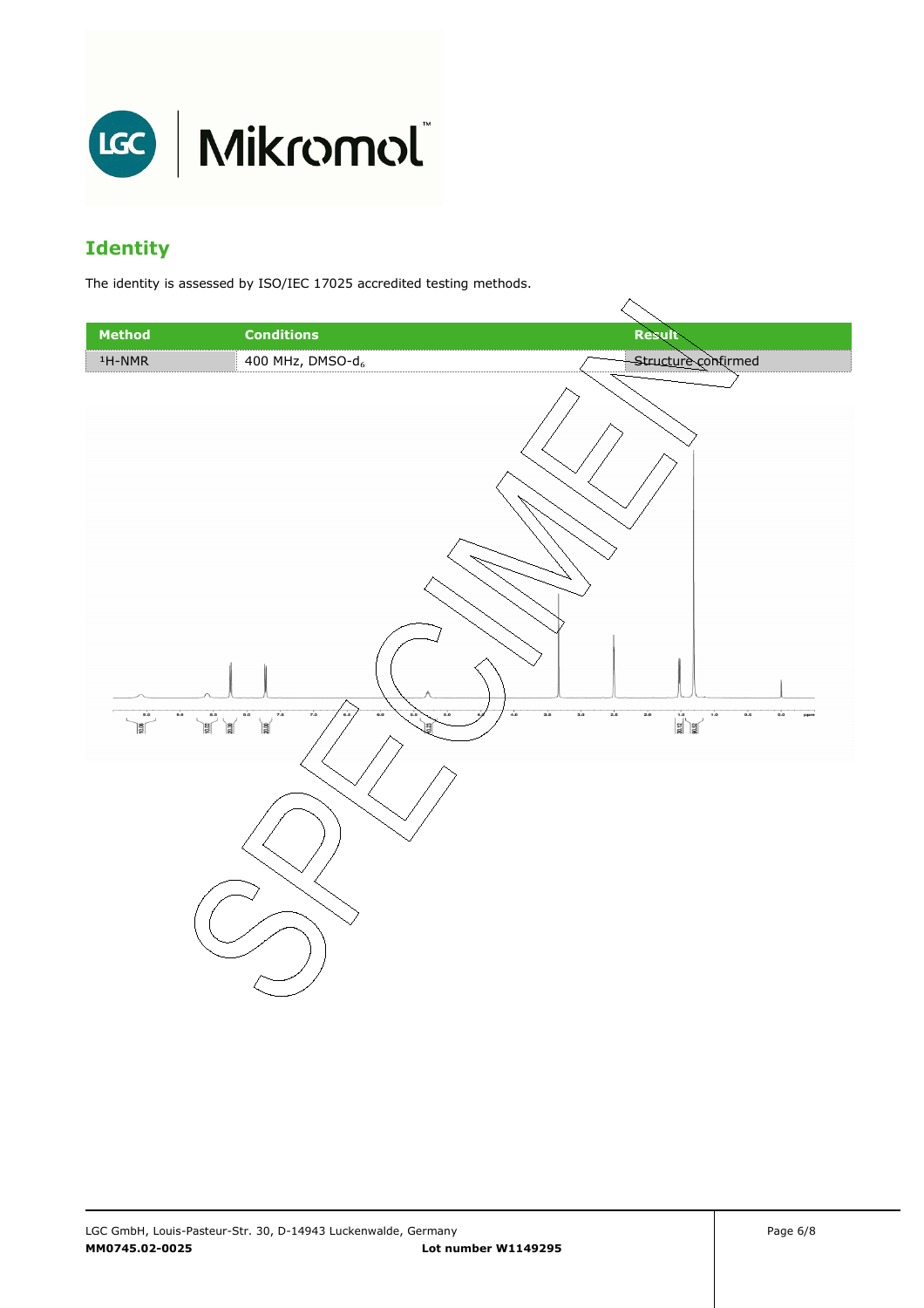## Identity

The identity is assessed by ISO/IEC 17025 accredited testing methods.

| Method | Conditions | Result |
| --- | --- | --- |
| $^1$H-NMR | 400 MHz, DMSO-$d_6$ | Structure confirmed |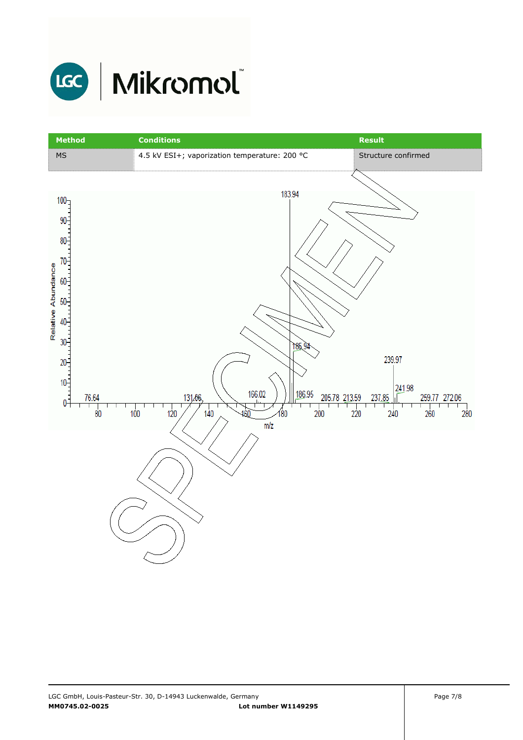| Method | Conditions | Result |
| --- | --- | --- |
| MS | 4.5 kV ESI+; vaporization temperature: 200 °C | Structure confirmed |

Relative Abundance

m/z

183.94, 185.94, 239.97, 241.98, 76.64, 131.86, 166.02, 186.95, 205.78, 213.59, 237.85, 259.77, 272.06

SPECIMEN

LGC GmbH, Louis-Pasteur-Str. 30, D-14943 Luckenwalde, Germany

**MM0745.02-0025** **Lot number W1149295**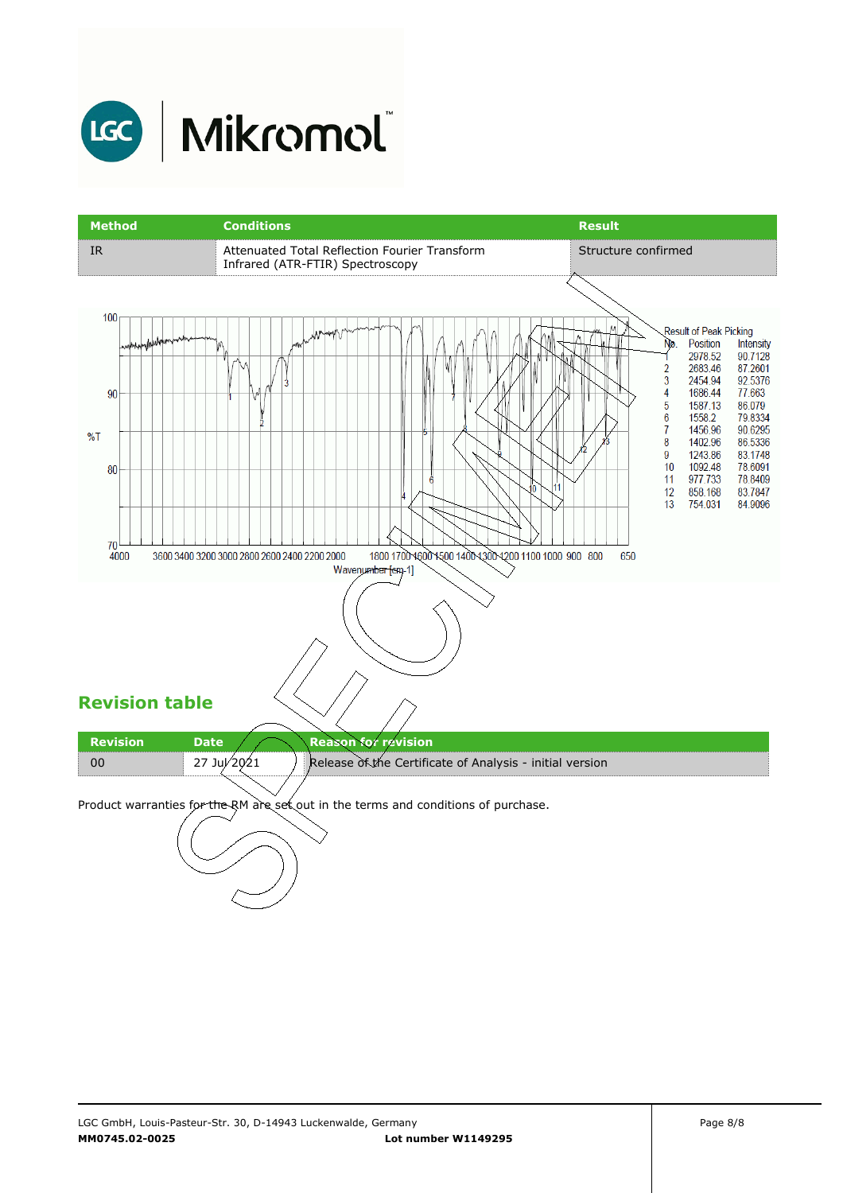| Method | Conditions | Result |
| --- | --- | --- |
| IR | Attenuated Total Reflection Fourier Transform Infrared (ATR-FTIR) Spectroscopy | Structure confirmed |

100
90
%T
80
70
4000 3600 3400 3200 3000 2800 2600 2400 2200 2000 1800 1700 1600 1500 1400 1300 1200 1100 1000 900 800 650
Wavenumber [cm-1]

Result of Peak Picking

No. Position Intensity
1 2978.52 90.7128
2 2683.46 87.2601
3 2454.94 92.5376
4 1686.44 77.663
5 1587.13 86.079
6 1558.2 79.8334
7 1456.96 90.6295
8 1402.96 86.5336
9 1243.86 83.1748
10 1092.48 78.6091
11 977.733 78.8409
12 858.168 83.7847
13 754.031 84.9006

SPECIMEN

## Revision table

| Revision | Date | Reason for revision |
| --- | --- | --- |
| 00 | 27 Jul 2021 | Release of the Certificate of Analysis - initial version |

Product warranties for the RM are set out in the terms and conditions of purchase.

LGC GmbH, Louis-Pasteur-Str. 30, D-14943 Luckenwalde, Germany

**MM0745.02-0025** **Lot number W1149295**